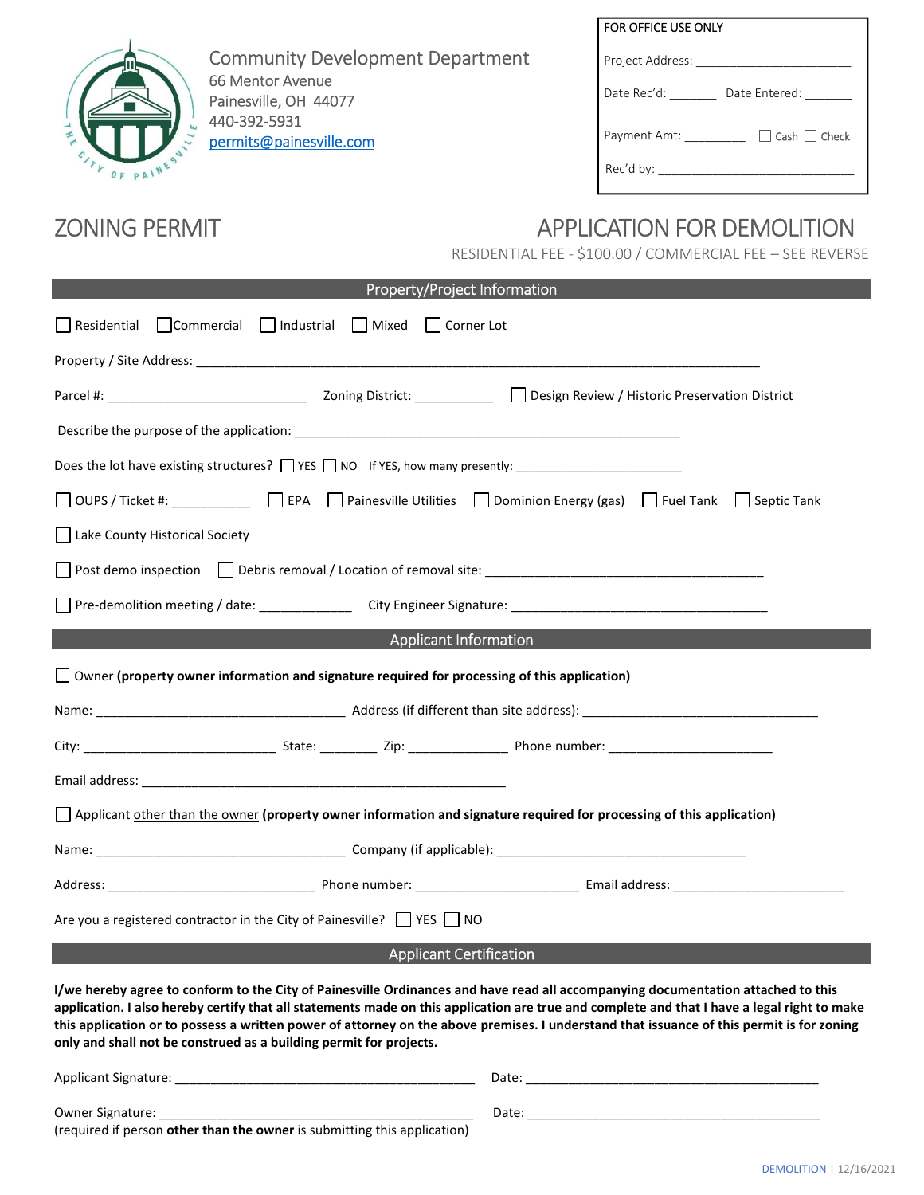Community Development Department
66 Mentor Avenue
Painesville, OH 44077
440-392-5931
permits@painesville.com

| FOR OFFICE USE ONLY |
|---|
| Project Address: ______________________ |
| Date Rec'd: _______ Date Entered: _______ |
| Payment Amt: _________ ☐ Cash ☐ Check |
| Rec'd by: ____________________________ |

# ZONING PERMIT

# APPLICATION FOR DEMOLITION

RESIDENTIAL FEE - $100.00 / COMMERCIAL FEE – SEE REVERSE

## Property/Project Information

☐ Residential ☐ Commercial ☐ Industrial ☐ Mixed ☐ Corner Lot

Property / Site Address: ______________________________________________________________________________

Parcel #: ____________________________ Zoning District: ___________ ☐ Design Review / Historic Preservation District

Describe the purpose of the application: ______________________________________________________

Does the lot have existing structures? ☐ YES ☐ NO If YES, how many presently: ________________________

☐ OUPS / Ticket #: ___________ ☐ EPA ☐ Painesville Utilities ☐ Dominion Energy (gas) ☐ Fuel Tank ☐ Septic Tank

☐ Lake County Historical Society

☐ Post demo inspection ☐ Debris removal / Location of removal site: _______________________________________

☐ Pre-demolition meeting / date: _____________ City Engineer Signature: ____________________________________

## Applicant Information

☐ Owner **(property owner information and signature required for processing of this application)**

Name: ___________________________________ Address (if different than site address): _________________________________

City: ___________________________ State: ________ Zip: ______________ Phone number: _______________________

Email address: ____________________________________________________

☐ Applicant other than the owner **(property owner information and signature required for processing of this application)**

Name: ___________________________________ Company (if applicable): ____________________________________

Address: _____________________________ Phone number: _______________________ Email address: ________________________

Are you a registered contractor in the City of Painesville? ☐ YES ☐ NO

## Applicant Certification

**I/we hereby agree to conform to the City of Painesville Ordinances and have read all accompanying documentation attached to this application. I also hereby certify that all statements made on this application are true and complete and that I have a legal right to make this application or to possess a written power of attorney on the above premises. I understand that issuance of this permit is for zoning only and shall not be construed as a building permit for projects.**

Applicant Signature: ___________________________________________ Date: __________________________________________

Owner Signature: _____________________________________________ Date: __________________________________________
(required if person **other than the owner** is submitting this application)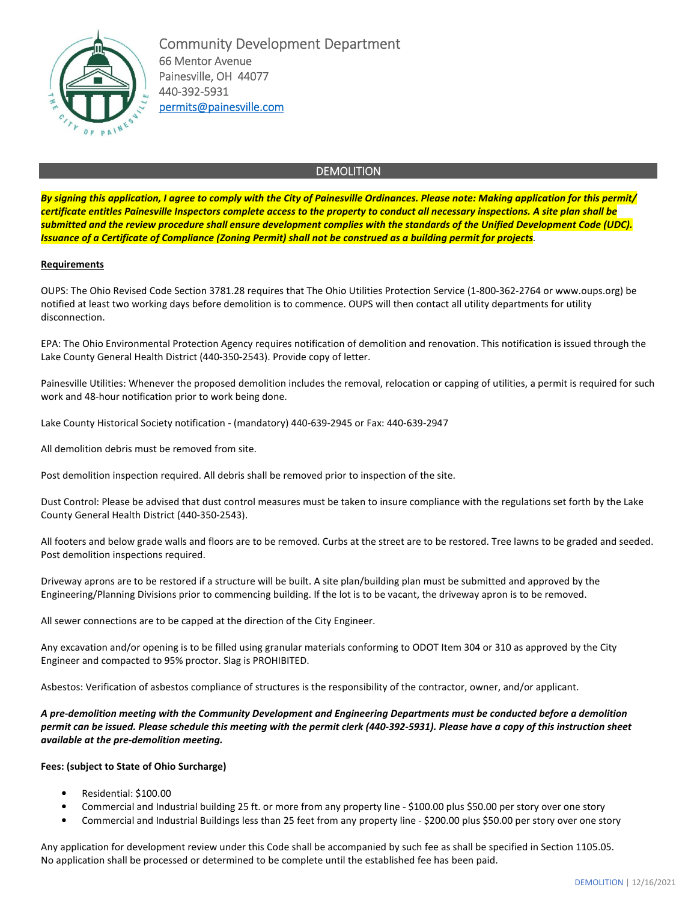Community Development Department
66 Mentor Avenue
Painesville, OH 44077
440-392-5931
permits@painesville.com

## DEMOLITION

***By signing this application, I agree to comply with the City of Painesville Ordinances. Please note: Making application for this permit/ certificate entitles Painesville Inspectors complete access to the property to conduct all necessary inspections. A site plan shall be submitted and the review procedure shall ensure development complies with the standards of the Unified Development Code (UDC). Issuance of a Certificate of Compliance (Zoning Permit) shall not be construed as a building permit for projects***.

**Requirements**

OUPS: The Ohio Revised Code Section 3781.28 requires that The Ohio Utilities Protection Service (1-800-362-2764 or www.oups.org) be notified at least two working days before demolition is to commence. OUPS will then contact all utility departments for utility disconnection.

EPA: The Ohio Environmental Protection Agency requires notification of demolition and renovation. This notification is issued through the Lake County General Health District (440-350-2543). Provide copy of letter.

Painesville Utilities: Whenever the proposed demolition includes the removal, relocation or capping of utilities, a permit is required for such work and 48-hour notification prior to work being done.

Lake County Historical Society notification - (mandatory) 440-639-2945 or Fax: 440-639-2947

All demolition debris must be removed from site.

Post demolition inspection required. All debris shall be removed prior to inspection of the site.

Dust Control: Please be advised that dust control measures must be taken to insure compliance with the regulations set forth by the Lake County General Health District (440-350-2543).

All footers and below grade walls and floors are to be removed. Curbs at the street are to be restored. Tree lawns to be graded and seeded. Post demolition inspections required.

Driveway aprons are to be restored if a structure will be built. A site plan/building plan must be submitted and approved by the Engineering/Planning Divisions prior to commencing building. If the lot is to be vacant, the driveway apron is to be removed.

All sewer connections are to be capped at the direction of the City Engineer.

Any excavation and/or opening is to be filled using granular materials conforming to ODOT Item 304 or 310 as approved by the City Engineer and compacted to 95% proctor. Slag is PROHIBITED.

Asbestos: Verification of asbestos compliance of structures is the responsibility of the contractor, owner, and/or applicant.

***A pre-demolition meeting with the Community Development and Engineering Departments must be conducted before a demolition permit can be issued. Please schedule this meeting with the permit clerk (440-392-5931). Please have a copy of this instruction sheet available at the pre-demolition meeting.***

**Fees: (subject to State of Ohio Surcharge)**

- Residential: $100.00
- Commercial and Industrial building 25 ft. or more from any property line - $100.00 plus $50.00 per story over one story
- Commercial and Industrial Buildings less than 25 feet from any property line - $200.00 plus $50.00 per story over one story

Any application for development review under this Code shall be accompanied by such fee as shall be specified in Section 1105.05. No application shall be processed or determined to be complete until the established fee has been paid.